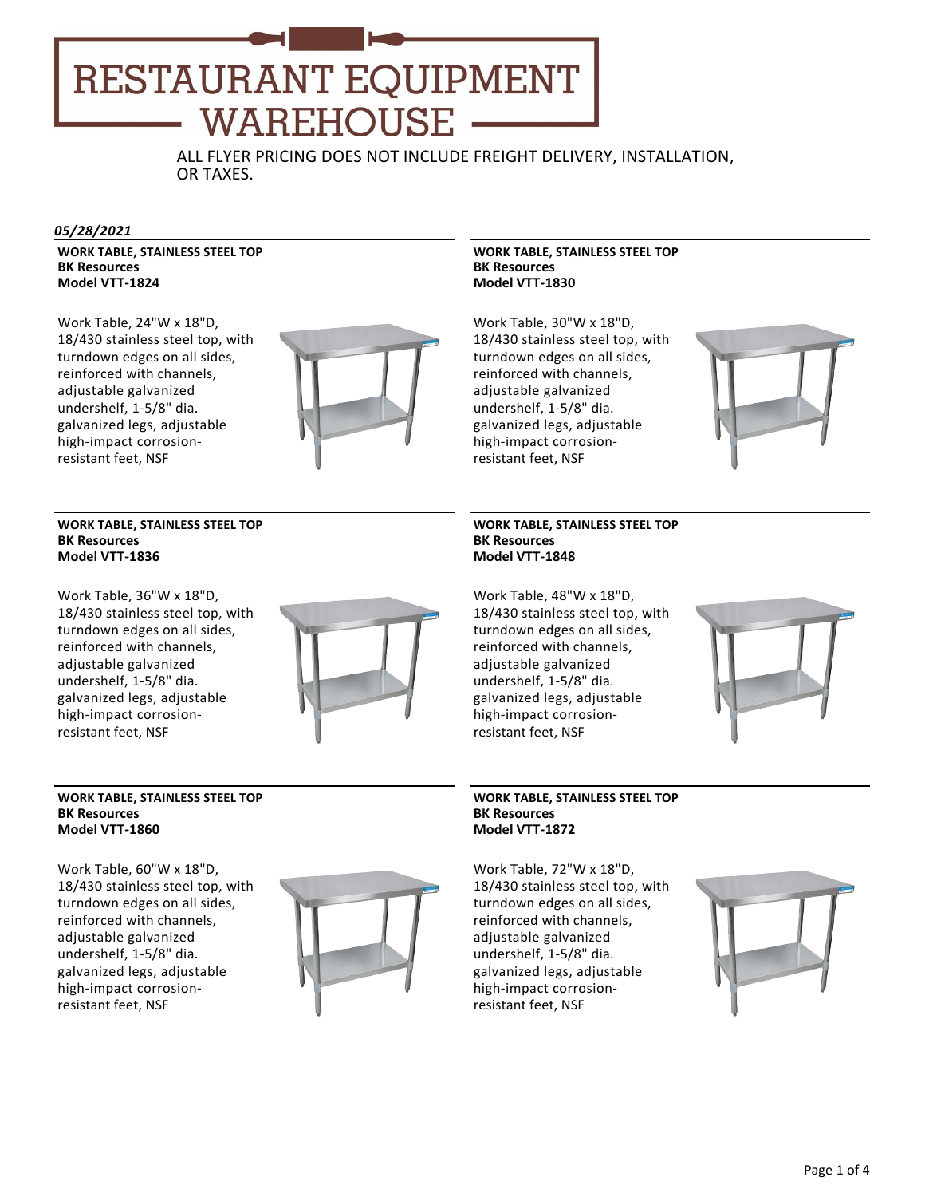# RESTAURANT EQUIPMENT WAREHOUSE

ALL FLYER PRICING DOES NOT INCLUDE FREIGHT DELIVERY, INSTALLATION, OR TAXES.

***05/28/2021***

---

**WORK TABLE, STAINLESS STEEL TOP**
**BK Resources**
**Model VTT-1824**

Work Table, 24"W x 18"D, 18/430 stainless steel top, with turndown edges on all sides, reinforced with channels, adjustable galvanized undershelf, 1-5/8" dia. galvanized legs, adjustable high-impact corrosion-resistant feet, NSF

---

**WORK TABLE, STAINLESS STEEL TOP**
**BK Resources**
**Model VTT-1830**

Work Table, 30"W x 18"D, 18/430 stainless steel top, with turndown edges on all sides, reinforced with channels, adjustable galvanized undershelf, 1-5/8" dia. galvanized legs, adjustable high-impact corrosion-resistant feet, NSF

---

**WORK TABLE, STAINLESS STEEL TOP**
**BK Resources**
**Model VTT-1836**

Work Table, 36"W x 18"D, 18/430 stainless steel top, with turndown edges on all sides, reinforced with channels, adjustable galvanized undershelf, 1-5/8" dia. galvanized legs, adjustable high-impact corrosion-resistant feet, NSF

---

**WORK TABLE, STAINLESS STEEL TOP**
**BK Resources**
**Model VTT-1848**

Work Table, 48"W x 18"D, 18/430 stainless steel top, with turndown edges on all sides, reinforced with channels, adjustable galvanized undershelf, 1-5/8" dia. galvanized legs, adjustable high-impact corrosion-resistant feet, NSF

---

**WORK TABLE, STAINLESS STEEL TOP**
**BK Resources**
**Model VTT-1860**

Work Table, 60"W x 18"D, 18/430 stainless steel top, with turndown edges on all sides, reinforced with channels, adjustable galvanized undershelf, 1-5/8" dia. galvanized legs, adjustable high-impact corrosion-resistant feet, NSF

---

**WORK TABLE, STAINLESS STEEL TOP**
**BK Resources**
**Model VTT-1872**

Work Table, 72"W x 18"D, 18/430 stainless steel top, with turndown edges on all sides, reinforced with channels, adjustable galvanized undershelf, 1-5/8" dia. galvanized legs, adjustable high-impact corrosion-resistant feet, NSF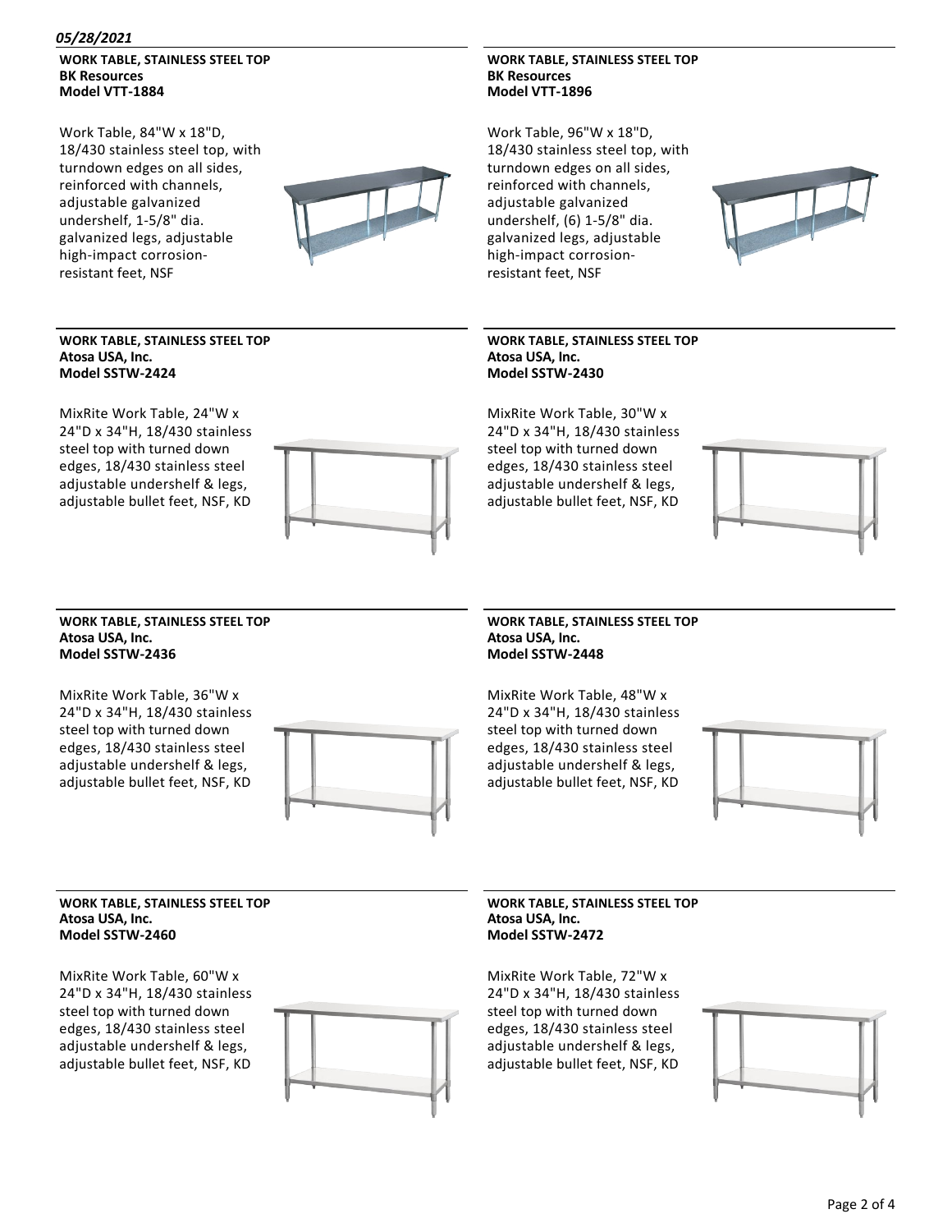*05/28/2021*

**WORK TABLE, STAINLESS STEEL TOP**
**BK Resources**
**Model VTT-1884**

Work Table, 84"W x 18"D, 18/430 stainless steel top, with turndown edges on all sides, reinforced with channels, adjustable galvanized undershelf, 1-5/8" dia. galvanized legs, adjustable high-impact corrosion-resistant feet, NSF

**WORK TABLE, STAINLESS STEEL TOP**
**BK Resources**
**Model VTT-1896**

Work Table, 96"W x 18"D, 18/430 stainless steel top, with turndown edges on all sides, reinforced with channels, adjustable galvanized undershelf, (6) 1-5/8" dia. galvanized legs, adjustable high-impact corrosion-resistant feet, NSF

**WORK TABLE, STAINLESS STEEL TOP**
**Atosa USA, Inc.**
**Model SSTW-2424**

MixRite Work Table, 24"W x 24"D x 34"H, 18/430 stainless steel top with turned down edges, 18/430 stainless steel adjustable undershelf & legs, adjustable bullet feet, NSF, KD

**WORK TABLE, STAINLESS STEEL TOP**
**Atosa USA, Inc.**
**Model SSTW-2430**

MixRite Work Table, 30"W x 24"D x 34"H, 18/430 stainless steel top with turned down edges, 18/430 stainless steel adjustable undershelf & legs, adjustable bullet feet, NSF, KD

**WORK TABLE, STAINLESS STEEL TOP**
**Atosa USA, Inc.**
**Model SSTW-2436**

MixRite Work Table, 36"W x 24"D x 34"H, 18/430 stainless steel top with turned down edges, 18/430 stainless steel adjustable undershelf & legs, adjustable bullet feet, NSF, KD

**WORK TABLE, STAINLESS STEEL TOP**
**Atosa USA, Inc.**
**Model SSTW-2448**

MixRite Work Table, 48"W x 24"D x 34"H, 18/430 stainless steel top with turned down edges, 18/430 stainless steel adjustable undershelf & legs, adjustable bullet feet, NSF, KD

**WORK TABLE, STAINLESS STEEL TOP**
**Atosa USA, Inc.**
**Model SSTW-2460**

MixRite Work Table, 60"W x 24"D x 34"H, 18/430 stainless steel top with turned down edges, 18/430 stainless steel adjustable undershelf & legs, adjustable bullet feet, NSF, KD

**WORK TABLE, STAINLESS STEEL TOP**
**Atosa USA, Inc.**
**Model SSTW-2472**

MixRite Work Table, 72"W x 24"D x 34"H, 18/430 stainless steel top with turned down edges, 18/430 stainless steel adjustable undershelf & legs, adjustable bullet feet, NSF, KD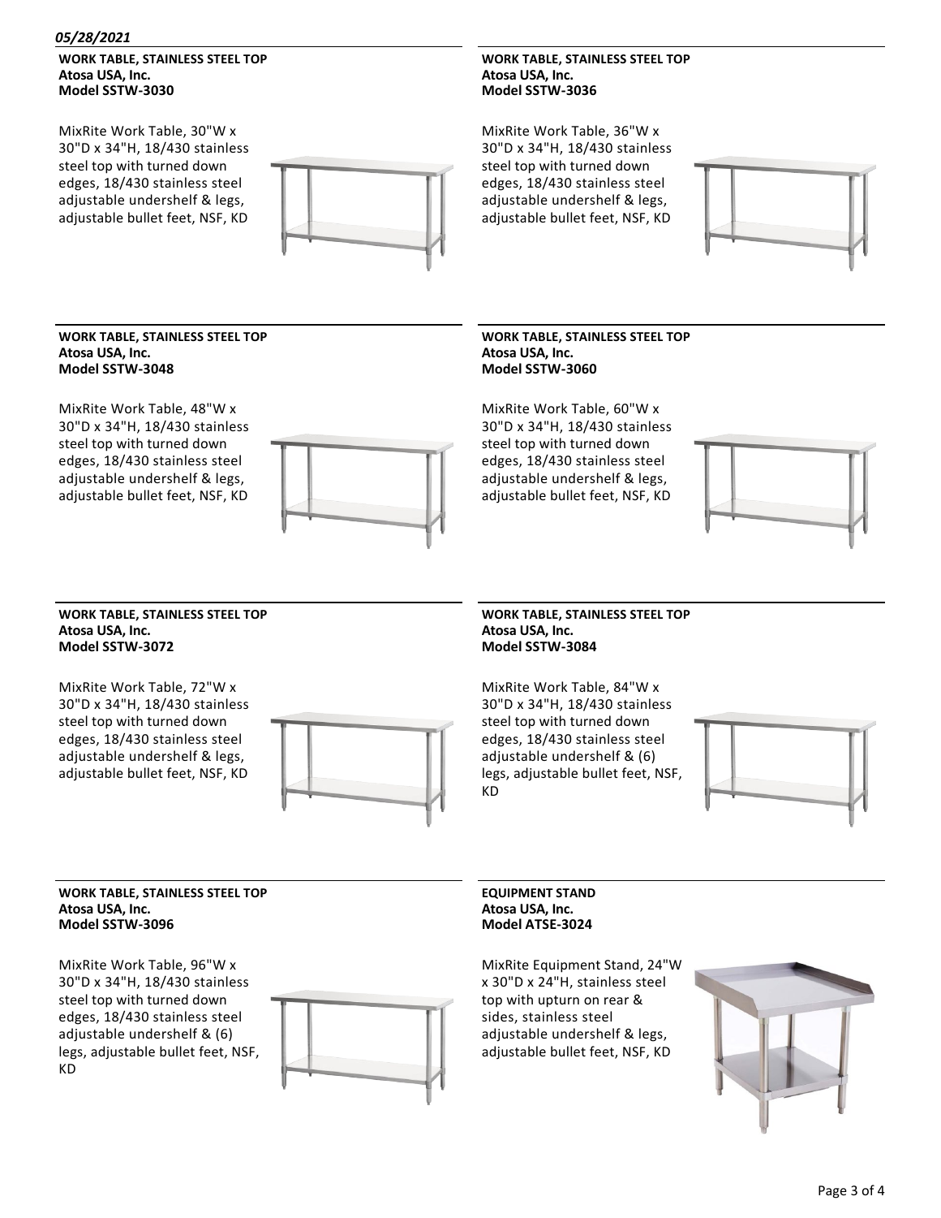*05/28/2021*

**WORK TABLE, STAINLESS STEEL TOP**
**Atosa USA, Inc.**
**Model SSTW-3030**

MixRite Work Table, 30"W x 30"D x 34"H, 18/430 stainless steel top with turned down edges, 18/430 stainless steel adjustable undershelf & legs, adjustable bullet feet, NSF, KD

**WORK TABLE, STAINLESS STEEL TOP**
**Atosa USA, Inc.**
**Model SSTW-3036**

MixRite Work Table, 36"W x 30"D x 34"H, 18/430 stainless steel top with turned down edges, 18/430 stainless steel adjustable undershelf & legs, adjustable bullet feet, NSF, KD

**WORK TABLE, STAINLESS STEEL TOP**
**Atosa USA, Inc.**
**Model SSTW-3048**

MixRite Work Table, 48"W x 30"D x 34"H, 18/430 stainless steel top with turned down edges, 18/430 stainless steel adjustable undershelf & legs, adjustable bullet feet, NSF, KD

**WORK TABLE, STAINLESS STEEL TOP**
**Atosa USA, Inc.**
**Model SSTW-3060**

MixRite Work Table, 60"W x 30"D x 34"H, 18/430 stainless steel top with turned down edges, 18/430 stainless steel adjustable undershelf & legs, adjustable bullet feet, NSF, KD

**WORK TABLE, STAINLESS STEEL TOP**
**Atosa USA, Inc.**
**Model SSTW-3072**

MixRite Work Table, 72"W x 30"D x 34"H, 18/430 stainless steel top with turned down edges, 18/430 stainless steel adjustable undershelf & legs, adjustable bullet feet, NSF, KD

**WORK TABLE, STAINLESS STEEL TOP**
**Atosa USA, Inc.**
**Model SSTW-3084**

MixRite Work Table, 84"W x 30"D x 34"H, 18/430 stainless steel top with turned down edges, 18/430 stainless steel adjustable undershelf & (6) legs, adjustable bullet feet, NSF, KD

**WORK TABLE, STAINLESS STEEL TOP**
**Atosa USA, Inc.**
**Model SSTW-3096**

MixRite Work Table, 96"W x 30"D x 34"H, 18/430 stainless steel top with turned down edges, 18/430 stainless steel adjustable undershelf & (6) legs, adjustable bullet feet, NSF, KD

**EQUIPMENT STAND**
**Atosa USA, Inc.**
**Model ATSE-3024**

MixRite Equipment Stand, 24"W x 30"D x 24"H, stainless steel top with upturn on rear & sides, stainless steel adjustable undershelf & legs, adjustable bullet feet, NSF, KD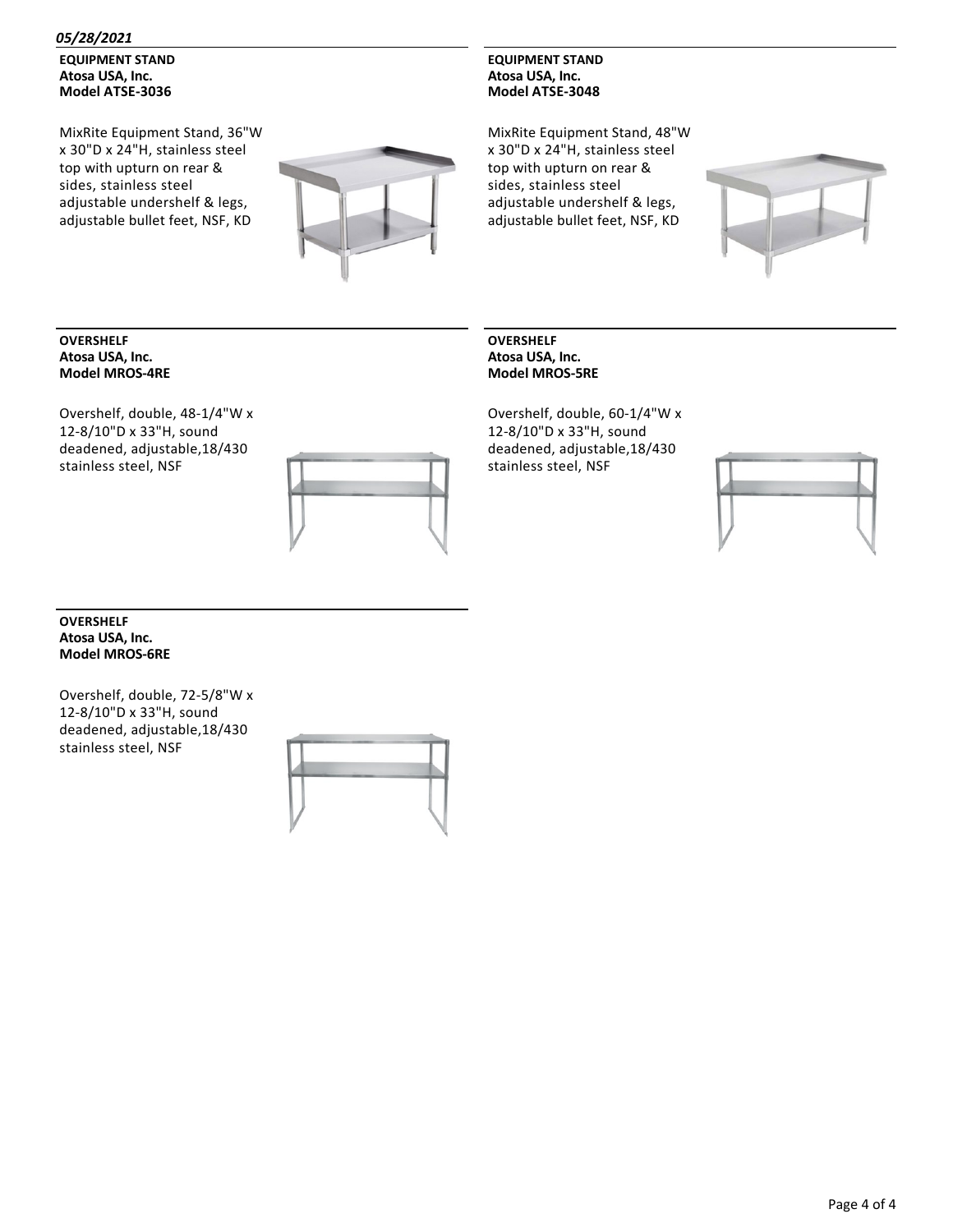*05/28/2021*

**EQUIPMENT STAND**
**Atosa USA, Inc.**
**Model ATSE-3036**

MixRite Equipment Stand, 36"W x 30"D x 24"H, stainless steel top with upturn on rear & sides, stainless steel adjustable undershelf & legs, adjustable bullet feet, NSF, KD

**EQUIPMENT STAND**
**Atosa USA, Inc.**
**Model ATSE-3048**

MixRite Equipment Stand, 48"W x 30"D x 24"H, stainless steel top with upturn on rear & sides, stainless steel adjustable undershelf & legs, adjustable bullet feet, NSF, KD

**OVERSHELF**
**Atosa USA, Inc.**
**Model MROS-4RE**

Overshelf, double, 48-1/4"W x 12-8/10"D x 33"H, sound deadened, adjustable,18/430 stainless steel, NSF

**OVERSHELF**
**Atosa USA, Inc.**
**Model MROS-5RE**

Overshelf, double, 60-1/4"W x 12-8/10"D x 33"H, sound deadened, adjustable,18/430 stainless steel, NSF

**OVERSHELF**
**Atosa USA, Inc.**
**Model MROS-6RE**

Overshelf, double, 72-5/8"W x 12-8/10"D x 33"H, sound deadened, adjustable,18/430 stainless steel, NSF